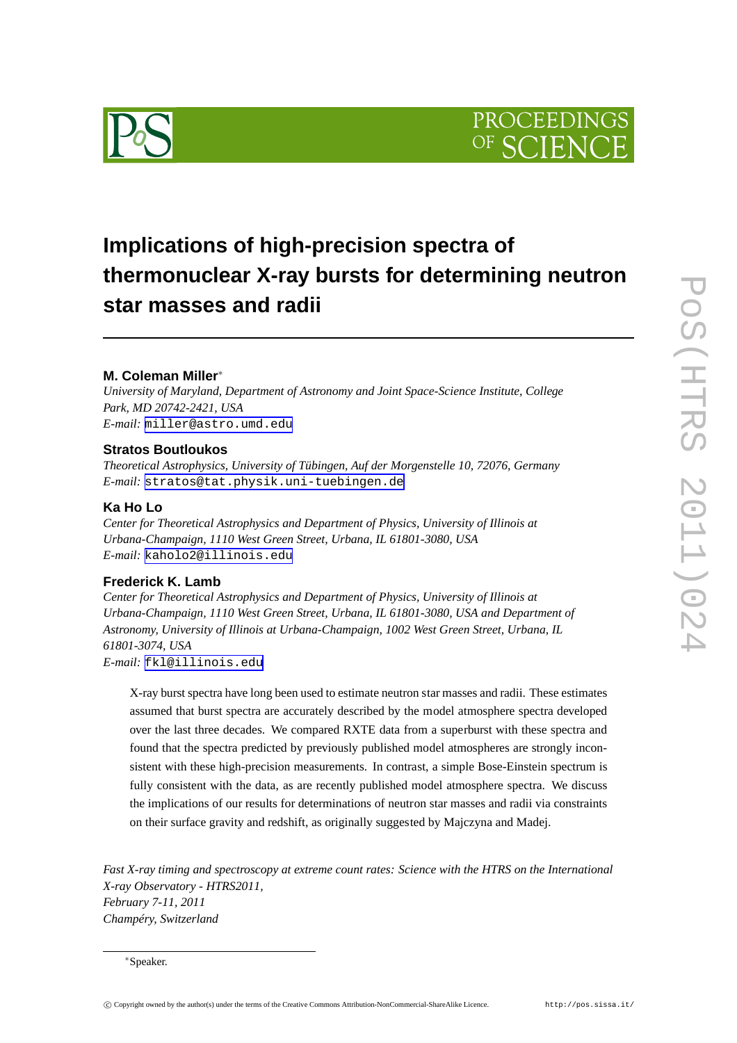# Implications of high-precision spectra of thermonuclear X-ray bursts for determining neutron star masses and radii

**M. Coleman Miller***

*University of Maryland, Department of Astronomy and Joint Space-Science Institute, College Park, MD 20742-2421, USA*

*E-mail:* miller@astro.umd.edu

**Stratos Boutloukos**

*Theoretical Astrophysics, University of Tübingen, Auf der Morgenstelle 10, 72076, Germany*

*E-mail:* stratos@tat.physik.uni-tuebingen.de

**Ka Ho Lo**

*Center for Theoretical Astrophysics and Department of Physics, University of Illinois at Urbana-Champaign, 1110 West Green Street, Urbana, IL 61801-3080, USA*

*E-mail:* kaholo2@illinois.edu

**Frederick K. Lamb**

*Center for Theoretical Astrophysics and Department of Physics, University of Illinois at Urbana-Champaign, 1110 West Green Street, Urbana, IL 61801-3080, USA and Department of Astronomy, University of Illinois at Urbana-Champaign, 1002 West Green Street, Urbana, IL 61801-3074, USA*

*E-mail:* fkl@illinois.edu

X-ray burst spectra have long been used to estimate neutron star masses and radii. These estimates assumed that burst spectra are accurately described by the model atmosphere spectra developed over the last three decades. We compared RXTE data from a superburst with these spectra and found that the spectra predicted by previously published model atmospheres are strongly inconsistent with these high-precision measurements. In contrast, a simple Bose-Einstein spectrum is fully consistent with the data, as are recently published model atmosphere spectra. We discuss the implications of our results for determinations of neutron star masses and radii via constraints on their surface gravity and redshift, as originally suggested by Majczyna and Madej.

*Fast X-ray timing and spectroscopy at extreme count rates: Science with the HTRS on the International X-ray Observatory - HTRS2011,*
*February 7-11, 2011*
*Champéry, Switzerland*

*Speaker.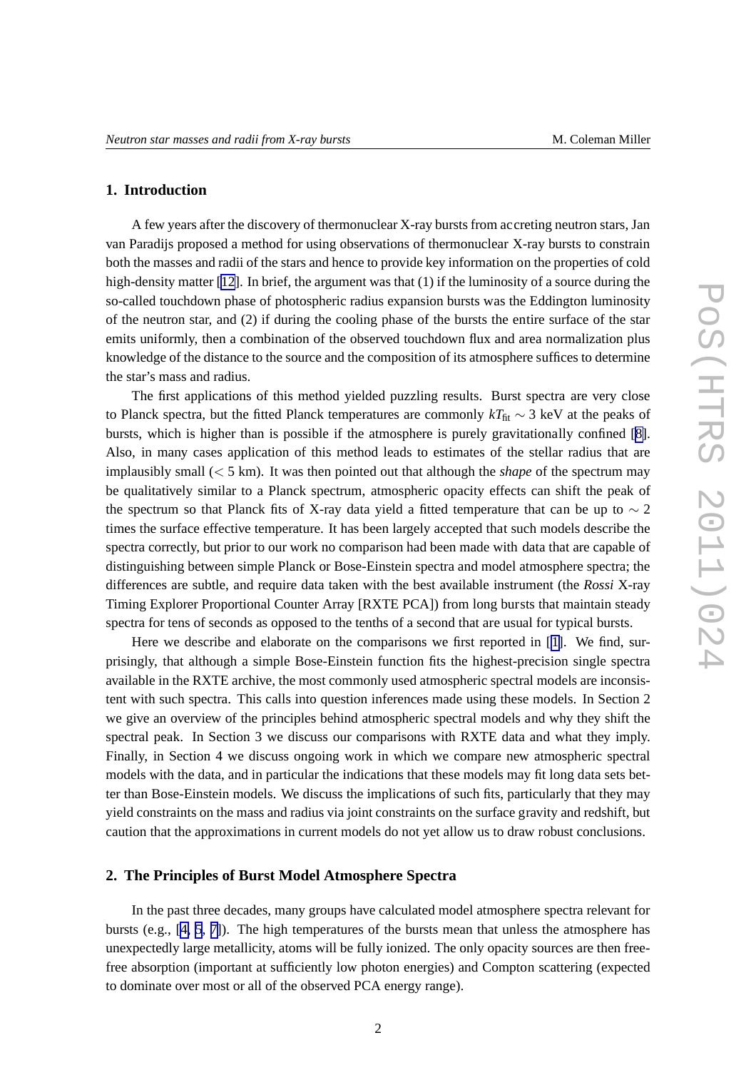## 1. Introduction

A few years after the discovery of thermonuclear X-ray bursts from accreting neutron stars, Jan van Paradijs proposed a method for using observations of thermonuclear X-ray bursts to constrain both the masses and radii of the stars and hence to provide key information on the properties of cold high-density matter [12]. In brief, the argument was that (1) if the luminosity of a source during the so-called touchdown phase of photospheric radius expansion bursts was the Eddington luminosity of the neutron star, and (2) if during the cooling phase of the bursts the entire surface of the star emits uniformly, then a combination of the observed touchdown flux and area normalization plus knowledge of the distance to the source and the composition of its atmosphere suffices to determine the star's mass and radius.

The first applications of this method yielded puzzling results. Burst spectra are very close to Planck spectra, but the fitted Planck temperatures are commonly $kT_{\rm fit} \sim 3$ keV at the peaks of bursts, which is higher than is possible if the atmosphere is purely gravitationally confined [8]. Also, in many cases application of this method leads to estimates of the stellar radius that are implausibly small ($< 5$ km). It was then pointed out that although the *shape* of the spectrum may be qualitatively similar to a Planck spectrum, atmospheric opacity effects can shift the peak of the spectrum so that Planck fits of X-ray data yield a fitted temperature that can be up to $\sim 2$ times the surface effective temperature. It has been largely accepted that such models describe the spectra correctly, but prior to our work no comparison had been made with data that are capable of distinguishing between simple Planck or Bose-Einstein spectra and model atmosphere spectra; the differences are subtle, and require data taken with the best available instrument (the *Rossi* X-ray Timing Explorer Proportional Counter Array [RXTE PCA]) from long bursts that maintain steady spectra for tens of seconds as opposed to the tenths of a second that are usual for typical bursts.

Here we describe and elaborate on the comparisons we first reported in [1]. We find, surprisingly, that although a simple Bose-Einstein function fits the highest-precision single spectra available in the RXTE archive, the most commonly used atmospheric spectral models are inconsistent with such spectra. This calls into question inferences made using these models. In Section 2 we give an overview of the principles behind atmospheric spectral models and why they shift the spectral peak. In Section 3 we discuss our comparisons with RXTE data and what they imply. Finally, in Section 4 we discuss ongoing work in which we compare new atmospheric spectral models with the data, and in particular the indications that these models may fit long data sets better than Bose-Einstein models. We discuss the implications of such fits, particularly that they may yield constraints on the mass and radius via joint constraints on the surface gravity and redshift, but caution that the approximations in current models do not yet allow us to draw robust conclusions.

## 2. The Principles of Burst Model Atmosphere Spectra

In the past three decades, many groups have calculated model atmosphere spectra relevant for bursts (e.g., [4, 5, 7]). The high temperatures of the bursts mean that unless the atmosphere has unexpectedly large metallicity, atoms will be fully ionized. The only opacity sources are then free-free absorption (important at sufficiently low photon energies) and Compton scattering (expected to dominate over most or all of the observed PCA energy range).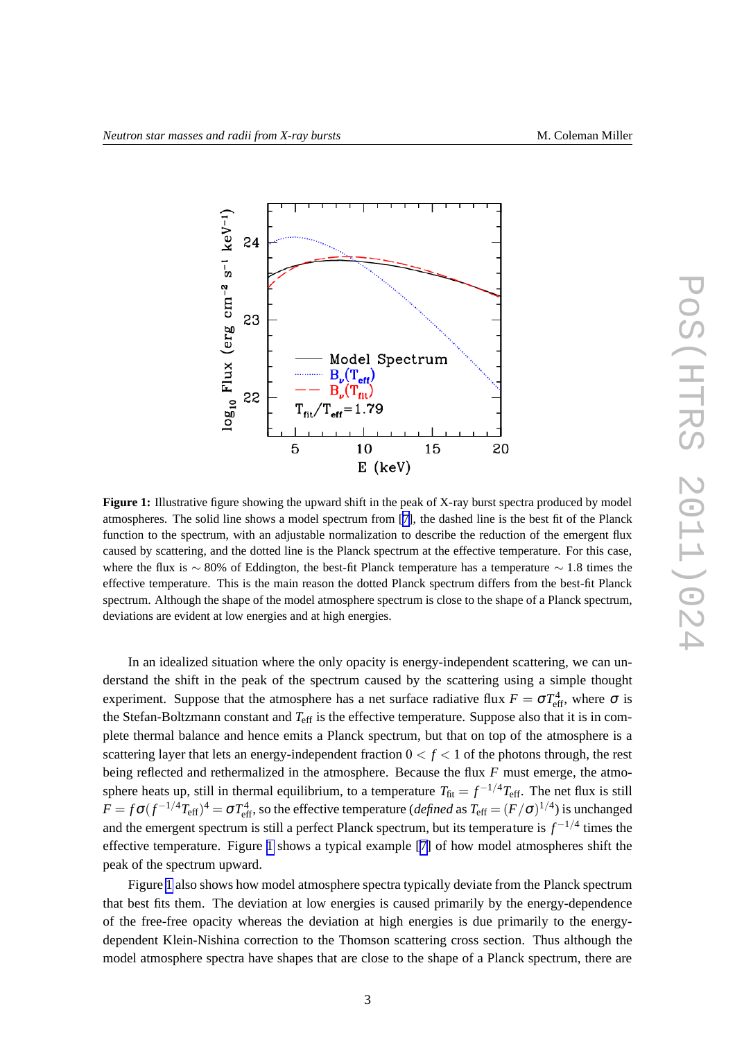**Figure 1:** Illustrative figure showing the upward shift in the peak of X-ray burst spectra produced by model atmospheres. The solid line shows a model spectrum from [7], the dashed line is the best fit of the Planck function to the spectrum, with an adjustable normalization to describe the reduction of the emergent flux caused by scattering, and the dotted line is the Planck spectrum at the effective temperature. For this case, where the flux is $\sim 80\%$ of Eddington, the best-fit Planck temperature has a temperature $\sim 1.8$ times the effective temperature. This is the main reason the dotted Planck spectrum differs from the best-fit Planck spectrum. Although the shape of the model atmosphere spectrum is close to the shape of a Planck spectrum, deviations are evident at low energies and at high energies.

In an idealized situation where the only opacity is energy-independent scattering, we can understand the shift in the peak of the spectrum caused by the scattering using a simple thought experiment. Suppose that the atmosphere has a net surface radiative flux $F = \sigma T_{\rm eff}^4$, where $\sigma$ is the Stefan-Boltzmann constant and $T_{\rm eff}$ is the effective temperature. Suppose also that it is in complete thermal balance and hence emits a Planck spectrum, but that on top of the atmosphere is a scattering layer that lets an energy-independent fraction $0 < f < 1$ of the photons through, the rest being reflected and rethermalized in the atmosphere. Because the flux $F$ must emerge, the atmosphere heats up, still in thermal equilibrium, to a temperature $T_{\rm fit} = f^{-1/4} T_{\rm eff}$. The net flux is still $F = f\sigma(f^{-1/4}T_{\rm eff})^4 = \sigma T_{\rm eff}^4$, so the effective temperature (*defined* as $T_{\rm eff} = (F/\sigma)^{1/4}$) is unchanged and the emergent spectrum is still a perfect Planck spectrum, but its temperature is $f^{-1/4}$ times the effective temperature. Figure 1 shows a typical example [7] of how model atmospheres shift the peak of the spectrum upward.

Figure 1 also shows how model atmosphere spectra typically deviate from the Planck spectrum that best fits them. The deviation at low energies is caused primarily by the energy-dependence of the free-free opacity whereas the deviation at high energies is due primarily to the energy-dependent Klein-Nishina correction to the Thomson scattering cross section. Thus although the model atmosphere spectra have shapes that are close to the shape of a Planck spectrum, there are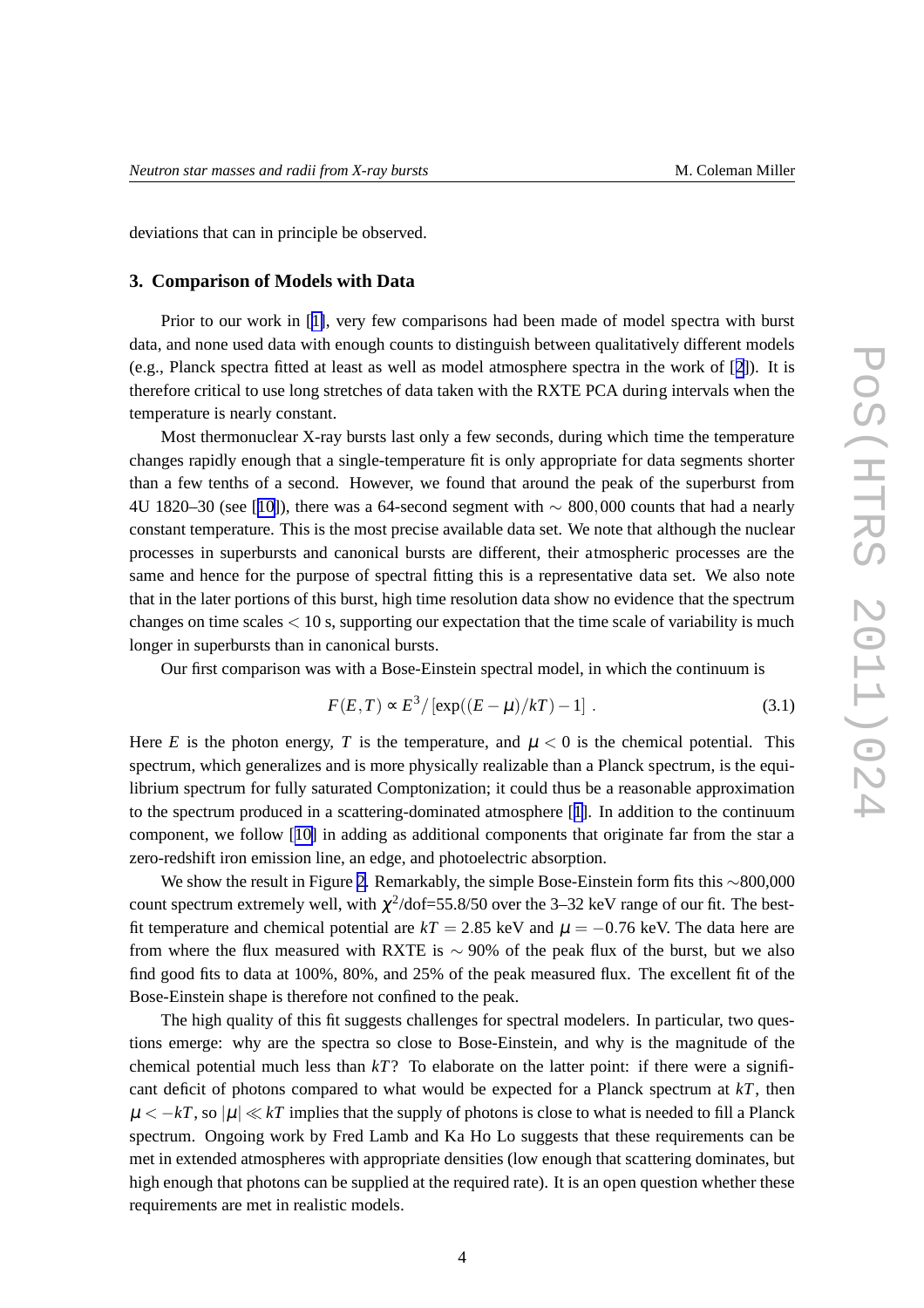deviations that can in principle be observed.

## 3. Comparison of Models with Data

Prior to our work in [1], very few comparisons had been made of model spectra with burst data, and none used data with enough counts to distinguish between qualitatively different models (e.g., Planck spectra fitted at least as well as model atmosphere spectra in the work of [2]). It is therefore critical to use long stretches of data taken with the RXTE PCA during intervals when the temperature is nearly constant.

Most thermonuclear X-ray bursts last only a few seconds, during which time the temperature changes rapidly enough that a single-temperature fit is only appropriate for data segments shorter than a few tenths of a second. However, we found that around the peak of the superburst from 4U 1820–30 (see [10]), there was a 64-second segment with $\sim 800,000$ counts that had a nearly constant temperature. This is the most precise available data set. We note that although the nuclear processes in superbursts and canonical bursts are different, their atmospheric processes are the same and hence for the purpose of spectral fitting this is a representative data set. We also note that in the later portions of this burst, high time resolution data show no evidence that the spectrum changes on time scales $< 10$ s, supporting our expectation that the time scale of variability is much longer in superbursts than in canonical bursts.

Our first comparison was with a Bose-Einstein spectral model, in which the continuum is

$$F(E,T) \propto E^3/\left[\exp((E-\mu)/kT)-1\right] \ . \tag{3.1}$$

Here $E$ is the photon energy, $T$ is the temperature, and $\mu < 0$ is the chemical potential. This spectrum, which generalizes and is more physically realizable than a Planck spectrum, is the equilibrium spectrum for fully saturated Comptonization; it could thus be a reasonable approximation to the spectrum produced in a scattering-dominated atmosphere [1]. In addition to the continuum component, we follow [10] in adding as additional components that originate far from the star a zero-redshift iron emission line, an edge, and photoelectric absorption.

We show the result in Figure 2. Remarkably, the simple Bose-Einstein form fits this $\sim$800,000 count spectrum extremely well, with $\chi^2$/dof=55.8/50 over the 3–32 keV range of our fit. The best-fit temperature and chemical potential are $kT = 2.85$ keV and $\mu = -0.76$ keV. The data here are from where the flux measured with RXTE is $\sim 90\%$ of the peak flux of the burst, but we also find good fits to data at 100%, 80%, and 25% of the peak measured flux. The excellent fit of the Bose-Einstein shape is therefore not confined to the peak.

The high quality of this fit suggests challenges for spectral modelers. In particular, two questions emerge: why are the spectra so close to Bose-Einstein, and why is the magnitude of the chemical potential much less than $kT$? To elaborate on the latter point: if there were a significant deficit of photons compared to what would be expected for a Planck spectrum at $kT$, then $\mu < -kT$, so $|\mu| \ll kT$ implies that the supply of photons is close to what is needed to fill a Planck spectrum. Ongoing work by Fred Lamb and Ka Ho Lo suggests that these requirements can be met in extended atmospheres with appropriate densities (low enough that scattering dominates, but high enough that photons can be supplied at the required rate). It is an open question whether these requirements are met in realistic models.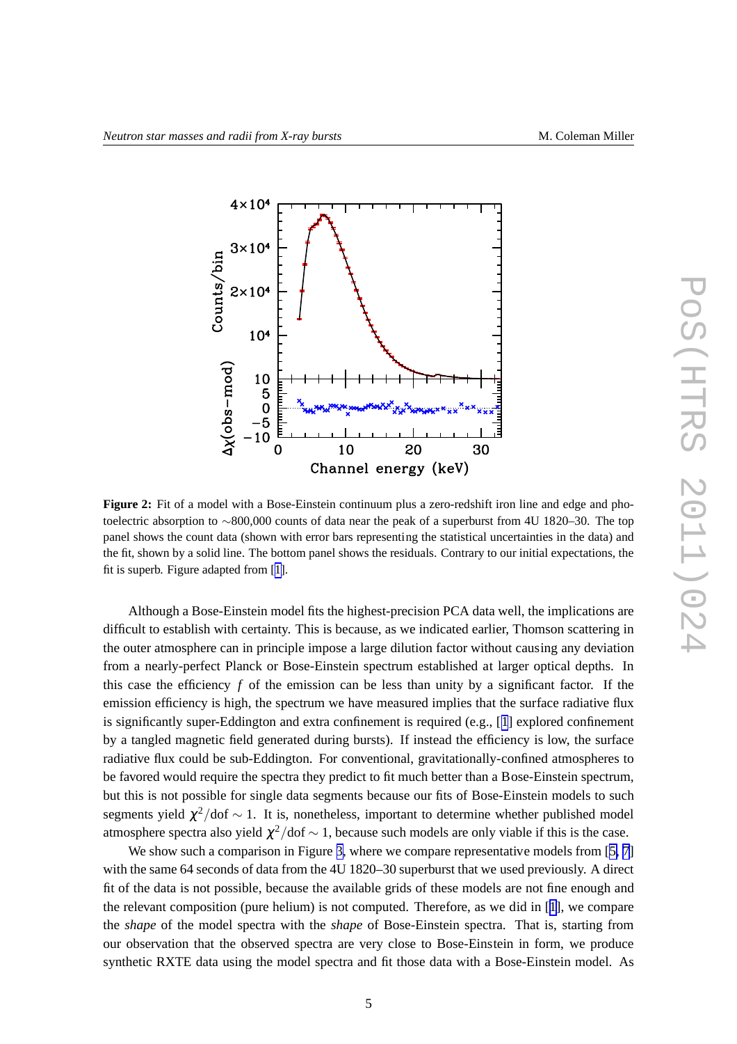**Figure 2:** Fit of a model with a Bose-Einstein continuum plus a zero-redshift iron line and edge and photoelectric absorption to ∼800,000 counts of data near the peak of a superburst from 4U 1820–30. The top panel shows the count data (shown with error bars representing the statistical uncertainties in the data) and the fit, shown by a solid line. The bottom panel shows the residuals. Contrary to our initial expectations, the fit is superb. Figure adapted from [1].

Although a Bose-Einstein model fits the highest-precision PCA data well, the implications are difficult to establish with certainty. This is because, as we indicated earlier, Thomson scattering in the outer atmosphere can in principle impose a large dilution factor without causing any deviation from a nearly-perfect Planck or Bose-Einstein spectrum established at larger optical depths. In this case the efficiency $f$ of the emission can be less than unity by a significant factor. If the emission efficiency is high, the spectrum we have measured implies that the surface radiative flux is significantly super-Eddington and extra confinement is required (e.g., [1] explored confinement by a tangled magnetic field generated during bursts). If instead the efficiency is low, the surface radiative flux could be sub-Eddington. For conventional, gravitationally-confined atmospheres to be favored would require the spectra they predict to fit much better than a Bose-Einstein spectrum, but this is not possible for single data segments because our fits of Bose-Einstein models to such segments yield $\chi^2/\mathrm{dof} \sim 1$. It is, nonetheless, important to determine whether published model atmosphere spectra also yield $\chi^2/\mathrm{dof} \sim 1$, because such models are only viable if this is the case.

We show such a comparison in Figure 3, where we compare representative models from [5, 7] with the same 64 seconds of data from the 4U 1820–30 superburst that we used previously. A direct fit of the data is not possible, because the available grids of these models are not fine enough and the relevant composition (pure helium) is not computed. Therefore, as we did in [1], we compare the *shape* of the model spectra with the *shape* of Bose-Einstein spectra. That is, starting from our observation that the observed spectra are very close to Bose-Einstein in form, we produce synthetic RXTE data using the model spectra and fit those data with a Bose-Einstein model. As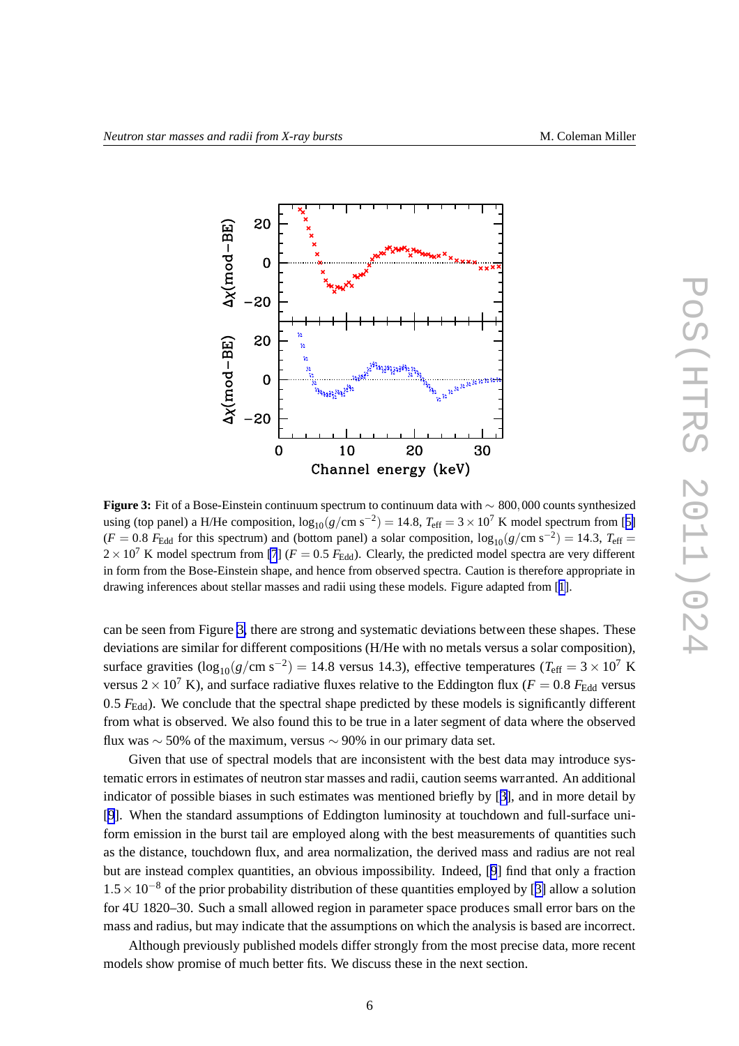**Figure 3:** Fit of a Bose-Einstein continuum spectrum to continuum data with $\sim 800,000$ counts synthesized using (top panel) a H/He composition, $\log_{10}(g/\mathrm{cm\ s^{-2}}) = 14.8$, $T_{\rm eff} = 3\times 10^7$ K model spectrum from [5] ($F = 0.8\ F_{\rm Edd}$ for this spectrum) and (bottom panel) a solar composition, $\log_{10}(g/\mathrm{cm\ s^{-2}}) = 14.3$, $T_{\rm eff} = 2\times 10^7$ K model spectrum from [7] ($F = 0.5\ F_{\rm Edd}$). Clearly, the predicted model spectra are very different in form from the Bose-Einstein shape, and hence from observed spectra. Caution is therefore appropriate in drawing inferences about stellar masses and radii using these models. Figure adapted from [1].

can be seen from Figure 3, there are strong and systematic deviations between these shapes. These deviations are similar for different compositions (H/He with no metals versus a solar composition), surface gravities ($\log_{10}(g/\mathrm{cm\ s^{-2}}) = 14.8$ versus 14.3), effective temperatures ($T_{\rm eff} = 3\times 10^7$ K versus $2\times 10^7$ K), and surface radiative fluxes relative to the Eddington flux ($F = 0.8\ F_{\rm Edd}$ versus $0.5\ F_{\rm Edd}$). We conclude that the spectral shape predicted by these models is significantly different from what is observed. We also found this to be true in a later segment of data where the observed flux was $\sim 50\%$ of the maximum, versus $\sim 90\%$ in our primary data set.

Given that use of spectral models that are inconsistent with the best data may introduce systematic errors in estimates of neutron star masses and radii, caution seems warranted. An additional indicator of possible biases in such estimates was mentioned briefly by [3], and in more detail by [9]. When the standard assumptions of Eddington luminosity at touchdown and full-surface uniform emission in the burst tail are employed along with the best measurements of quantities such as the distance, touchdown flux, and area normalization, the derived mass and radius are not real but are instead complex quantities, an obvious impossibility. Indeed, [9] find that only a fraction $1.5\times 10^{-8}$ of the prior probability distribution of these quantities employed by [3] allow a solution for 4U 1820–30. Such a small allowed region in parameter space produces small error bars on the mass and radius, but may indicate that the assumptions on which the analysis is based are incorrect.

Although previously published models differ strongly from the most precise data, more recent models show promise of much better fits. We discuss these in the next section.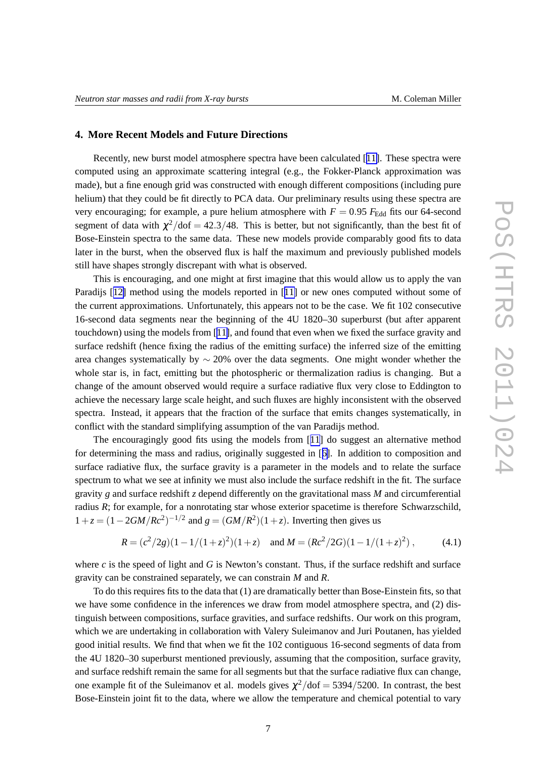## 4. More Recent Models and Future Directions

Recently, new burst model atmosphere spectra have been calculated [11]. These spectra were computed using an approximate scattering integral (e.g., the Fokker-Planck approximation was made), but a fine enough grid was constructed with enough different compositions (including pure helium) that they could be fit directly to PCA data. Our preliminary results using these spectra are very encouraging; for example, a pure helium atmosphere with $F = 0.95\, F_{\rm Edd}$ fits our 64-second segment of data with $\chi^2/{\rm dof} = 42.3/48$. This is better, but not significantly, than the best fit of Bose-Einstein spectra to the same data. These new models provide comparably good fits to data later in the burst, when the observed flux is half the maximum and previously published models still have shapes strongly discrepant with what is observed.

This is encouraging, and one might at first imagine that this would allow us to apply the van Paradijs [12] method using the models reported in [11] or new ones computed without some of the current approximations. Unfortunately, this appears not to be the case. We fit 102 consecutive 16-second data segments near the beginning of the 4U 1820–30 superburst (but after apparent touchdown) using the models from [11], and found that even when we fixed the surface gravity and surface redshift (hence fixing the radius of the emitting surface) the inferred size of the emitting area changes systematically by $\sim 20\%$ over the data segments. One might wonder whether the whole star is, in fact, emitting but the photospheric or thermalization radius is changing. But a change of the amount observed would require a surface radiative flux very close to Eddington to achieve the necessary large scale height, and such fluxes are highly inconsistent with the observed spectra. Instead, it appears that the fraction of the surface that emits changes systematically, in conflict with the standard simplifying assumption of the van Paradijs method.

The encouragingly good fits using the models from [11] do suggest an alternative method for determining the mass and radius, originally suggested in [6]. In addition to composition and surface radiative flux, the surface gravity is a parameter in the models and to relate the surface spectrum to what we see at infinity we must also include the surface redshift in the fit. The surface gravity $g$ and surface redshift $z$ depend differently on the gravitational mass $M$ and circumferential radius $R$; for example, for a nonrotating star whose exterior spacetime is therefore Schwarzschild, $1+z = (1-2GM/Rc^2)^{-1/2}$ and $g = (GM/R^2)(1+z)$. Inverting then gives us

$$R = (c^2/2g)(1-1/(1+z)^2)(1+z) \quad \text{and } M = (Rc^2/2G)(1-1/(1+z)^2)\,, \tag{4.1}$$

where $c$ is the speed of light and $G$ is Newton's constant. Thus, if the surface redshift and surface gravity can be constrained separately, we can constrain $M$ and $R$.

To do this requires fits to the data that (1) are dramatically better than Bose-Einstein fits, so that we have some confidence in the inferences we draw from model atmosphere spectra, and (2) distinguish between compositions, surface gravities, and surface redshifts. Our work on this program, which we are undertaking in collaboration with Valery Suleimanov and Juri Poutanen, has yielded good initial results. We find that when we fit the 102 contiguous 16-second segments of data from the 4U 1820–30 superburst mentioned previously, assuming that the composition, surface gravity, and surface redshift remain the same for all segments but that the surface radiative flux can change, one example fit of the Suleimanov et al. models gives $\chi^2/{\rm dof} = 5394/5200$. In contrast, the best Bose-Einstein joint fit to the data, where we allow the temperature and chemical potential to vary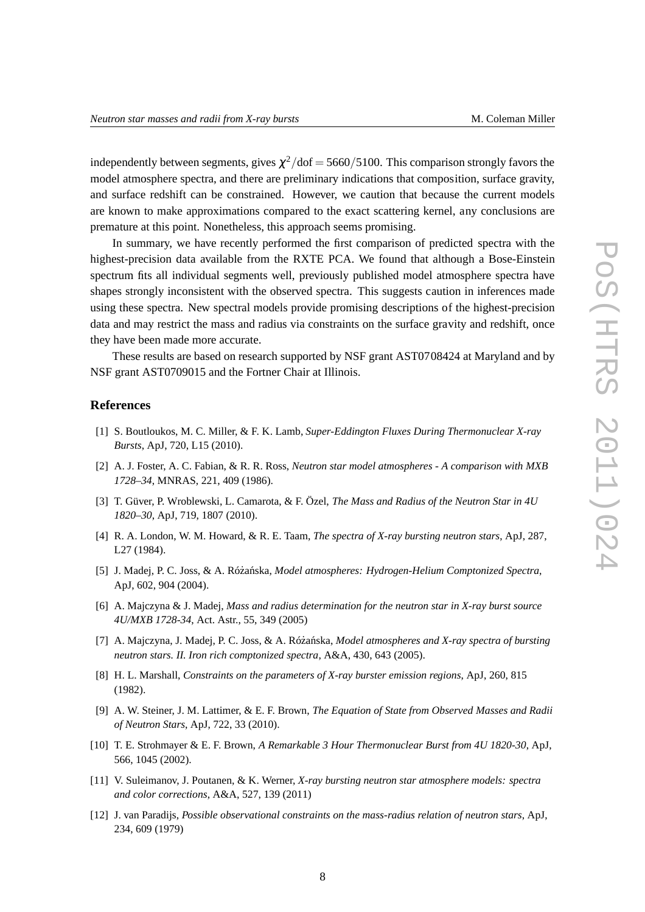independently between segments, gives $\chi^2/\mathrm{dof} = 5660/5100$. This comparison strongly favors the model atmosphere spectra, and there are preliminary indications that composition, surface gravity, and surface redshift can be constrained. However, we caution that because the current models are known to make approximations compared to the exact scattering kernel, any conclusions are premature at this point. Nonetheless, this approach seems promising.

In summary, we have recently performed the first comparison of predicted spectra with the highest-precision data available from the RXTE PCA. We found that although a Bose-Einstein spectrum fits all individual segments well, previously published model atmosphere spectra have shapes strongly inconsistent with the observed spectra. This suggests caution in inferences made using these spectra. New spectral models provide promising descriptions of the highest-precision data and may restrict the mass and radius via constraints on the surface gravity and redshift, once they have been made more accurate.

These results are based on research supported by NSF grant AST0708424 at Maryland and by NSF grant AST0709015 and the Fortner Chair at Illinois.

## References

[1] S. Boutloukos, M. C. Miller, & F. K. Lamb, *Super-Eddington Fluxes During Thermonuclear X-ray Bursts*, ApJ, 720, L15 (2010).

[2] A. J. Foster, A. C. Fabian, & R. R. Ross, *Neutron star model atmospheres - A comparison with MXB 1728–34*, MNRAS, 221, 409 (1986).

[3] T. Güver, P. Wroblewski, L. Camarota, & F. Özel, *The Mass and Radius of the Neutron Star in 4U 1820–30*, ApJ, 719, 1807 (2010).

[4] R. A. London, W. M. Howard, & R. E. Taam, *The spectra of X-ray bursting neutron stars*, ApJ, 287, L27 (1984).

[5] J. Madej, P. C. Joss, & A. Różańska, *Model atmospheres: Hydrogen-Helium Comptonized Spectra*, ApJ, 602, 904 (2004).

[6] A. Majczyna & J. Madej, *Mass and radius determination for the neutron star in X-ray burst source 4U/MXB 1728-34*, Act. Astr., 55, 349 (2005)

[7] A. Majczyna, J. Madej, P. C. Joss, & A. Różańska, *Model atmospheres and X-ray spectra of bursting neutron stars. II. Iron rich comptonized spectra*, A&A, 430, 643 (2005).

[8] H. L. Marshall, *Constraints on the parameters of X-ray burster emission regions*, ApJ, 260, 815 (1982).

[9] A. W. Steiner, J. M. Lattimer, & E. F. Brown, *The Equation of State from Observed Masses and Radii of Neutron Stars*, ApJ, 722, 33 (2010).

[10] T. E. Strohmayer & E. F. Brown, *A Remarkable 3 Hour Thermonuclear Burst from 4U 1820-30*, ApJ, 566, 1045 (2002).

[11] V. Suleimanov, J. Poutanen, & K. Werner, *X-ray bursting neutron star atmosphere models: spectra and color corrections*, A&A, 527, 139 (2011)

[12] J. van Paradijs, *Possible observational constraints on the mass-radius relation of neutron stars*, ApJ, 234, 609 (1979)